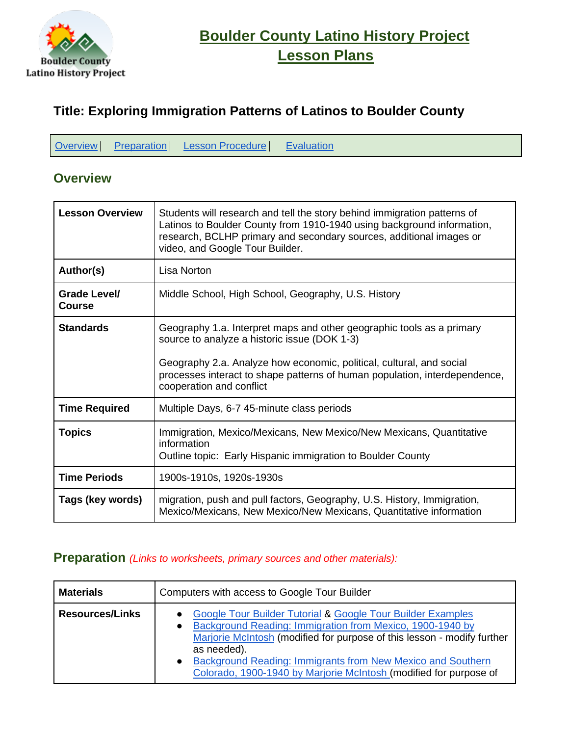# Boulder County Latino History Project Lesson Plans

## Title: Exploring Immigration Patterns of Latinos to Boulder County

Overview | Preparation | Lesson Procedure | Evaluation

## Overview

| | |
|---|---|
| **Lesson Overview** | Students will research and tell the story behind immigration patterns of Latinos to Boulder County from 1910-1940 using background information, research, BCLHP primary and secondary sources, additional images or video, and Google Tour Builder. |
| **Author(s)** | Lisa Norton |
| **Grade Level/ Course** | Middle School, High School, Geography, U.S. History |
| **Standards** | Geography 1.a. Interpret maps and other geographic tools as a primary source to analyze a historic issue (DOK 1-3)<br><br>Geography 2.a. Analyze how economic, political, cultural, and social processes interact to shape patterns of human population, interdependence, cooperation and conflict |
| **Time Required** | Multiple Days, 6-7 45-minute class periods |
| **Topics** | Immigration, Mexico/Mexicans, New Mexico/New Mexicans, Quantitative information<br>Outline topic: Early Hispanic immigration to Boulder County |
| **Time Periods** | 1900s-1910s, 1920s-1930s |
| **Tags (key words)** | migration, push and pull factors, Geography, U.S. History, Immigration, Mexico/Mexicans, New Mexico/New Mexicans, Quantitative information |

## Preparation *(Links to worksheets, primary sources and other materials):*

| | |
|---|---|
| **Materials** | Computers with access to Google Tour Builder |
| **Resources/Links** | • Google Tour Builder Tutorial & Google Tour Builder Examples<br>• Background Reading: Immigration from Mexico, 1900-1940 by Marjorie McIntosh (modified for purpose of this lesson - modify further as needed).<br>• Background Reading: Immigrants from New Mexico and Southern Colorado, 1900-1940 by Marjorie McIntosh (modified for purpose of |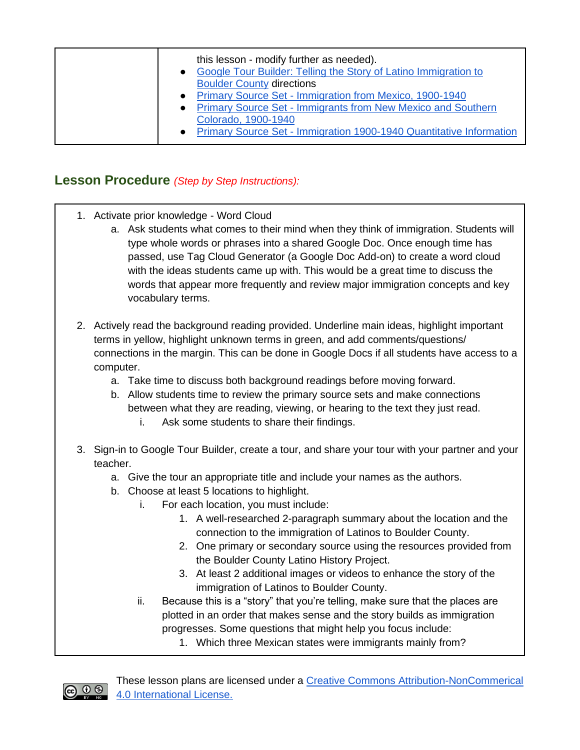| | this lesson - modify further as needed).<br>• Google Tour Builder: Telling the Story of Latino Immigration to Boulder County directions<br>• Primary Source Set - Immigration from Mexico, 1900-1940<br>• Primary Source Set - Immigrants from New Mexico and Southern Colorado, 1900-1940<br>• Primary Source Set - Immigration 1900-1940 Quantitative Information |
|---|---|

## Lesson Procedure *(Step by Step Instructions):*

1. Activate prior knowledge - Word Cloud
   a. Ask students what comes to their mind when they think of immigration. Students will type whole words or phrases into a shared Google Doc. Once enough time has passed, use Tag Cloud Generator (a Google Doc Add-on) to create a word cloud with the ideas students came up with. This would be a great time to discuss the words that appear more frequently and review major immigration concepts and key vocabulary terms.

2. Actively read the background reading provided. Underline main ideas, highlight important terms in yellow, highlight unknown terms in green, and add comments/questions/ connections in the margin. This can be done in Google Docs if all students have access to a computer.
   a. Take time to discuss both background readings before moving forward.
   b. Allow students time to review the primary source sets and make connections between what they are reading, viewing, or hearing to the text they just read.
      i. Ask some students to share their findings.

3. Sign-in to Google Tour Builder, create a tour, and share your tour with your partner and your teacher.
   a. Give the tour an appropriate title and include your names as the authors.
   b. Choose at least 5 locations to highlight.
      i. For each location, you must include:
         1. A well-researched 2-paragraph summary about the location and the connection to the immigration of Latinos to Boulder County.
         2. One primary or secondary source using the resources provided from the Boulder County Latino History Project.
         3. At least 2 additional images or videos to enhance the story of the immigration of Latinos to Boulder County.
      ii. Because this is a "story" that you're telling, make sure that the places are plotted in an order that makes sense and the story builds as immigration progresses. Some questions that might help you focus include:
         1. Which three Mexican states were immigrants mainly from?

These lesson plans are licensed under a Creative Commons Attribution-NonCommerical 4.0 International License.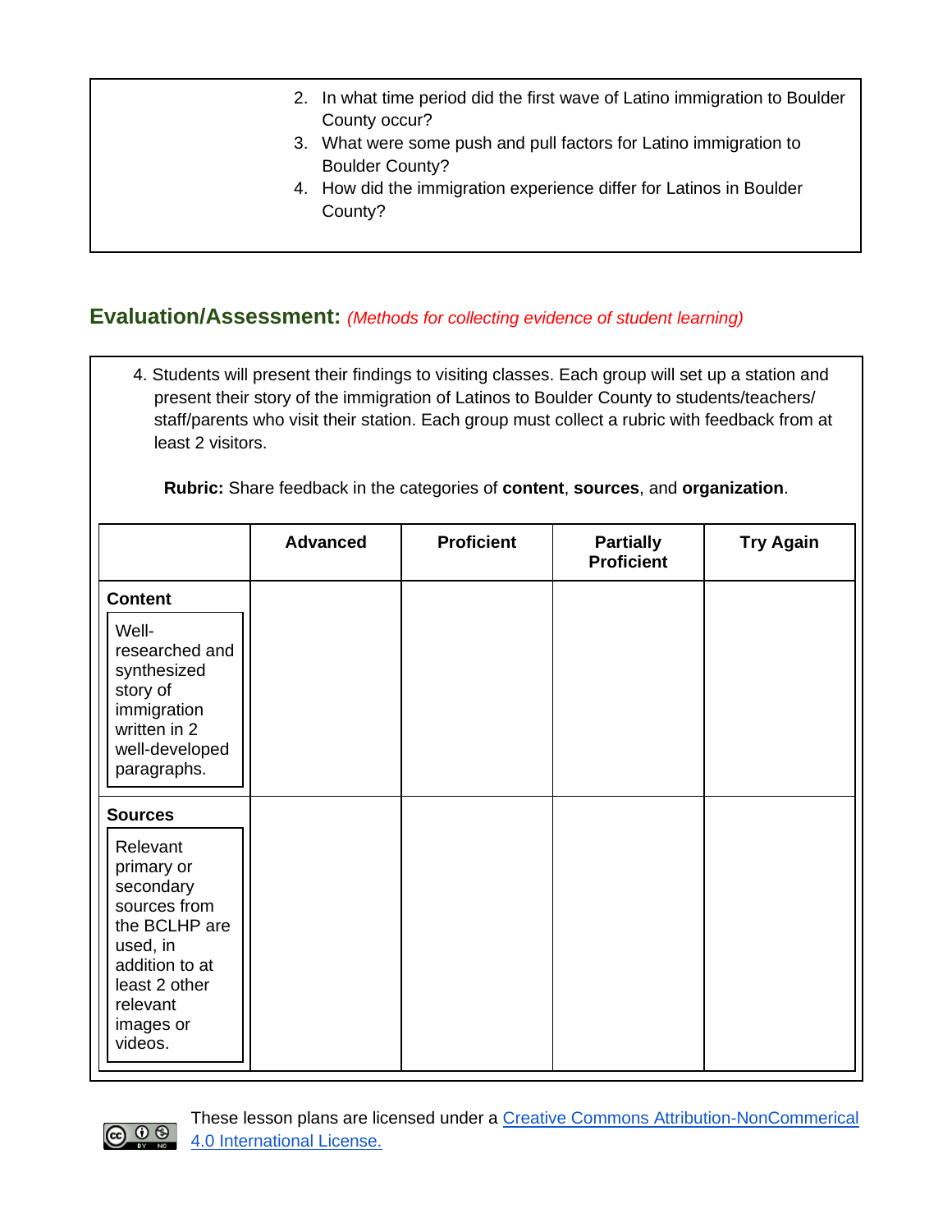2. In what time period did the first wave of Latino immigration to Boulder County occur?
3. What were some push and pull factors for Latino immigration to Boulder County?
4. How did the immigration experience differ for Latinos in Boulder County?

## Evaluation/Assessment: *(Methods for collecting evidence of student learning)*

4. Students will present their findings to visiting classes. Each group will set up a station and present their story of the immigration of Latinos to Boulder County to students/teachers/ staff/parents who visit their station. Each group must collect a rubric with feedback from at least 2 visitors.

**Rubric:** Share feedback in the categories of **content**, **sources**, and **organization**.

| | Advanced | Proficient | Partially Proficient | Try Again |
|---|---|---|---|---|
| **Content** Well-researched and synthesized story of immigration written in 2 well-developed paragraphs. | | | | |
| **Sources** Relevant primary or secondary sources from the BCLHP are used, in addition to at least 2 other relevant images or videos. | | | | |

These lesson plans are licensed under a [Creative Commons Attribution-NonCommerical 4.0 International License.]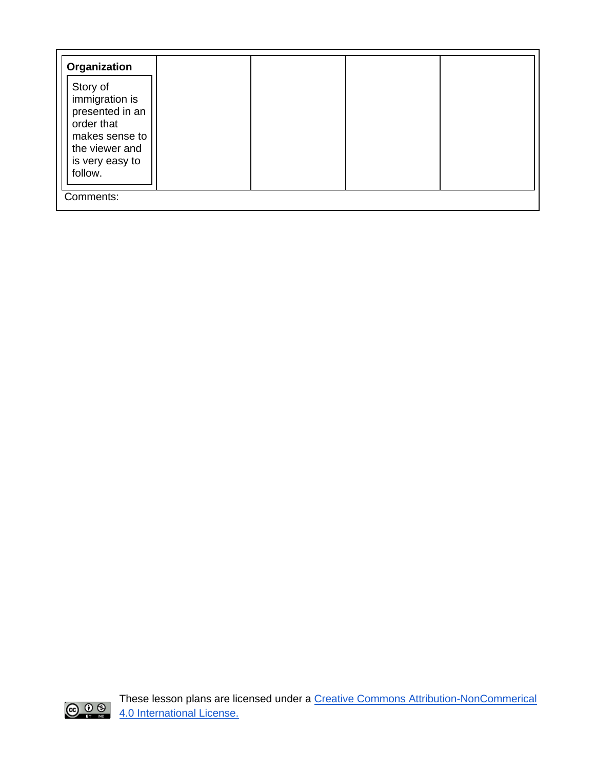| | | | | |
|---|---|---|---|---|
| **Organization**<br>Story of immigration is presented in an order that makes sense to the viewer and is very easy to follow. | | | | |

Comments:

These lesson plans are licensed under a [Creative Commons Attribution-NonCommerical 4.0 International License.]()